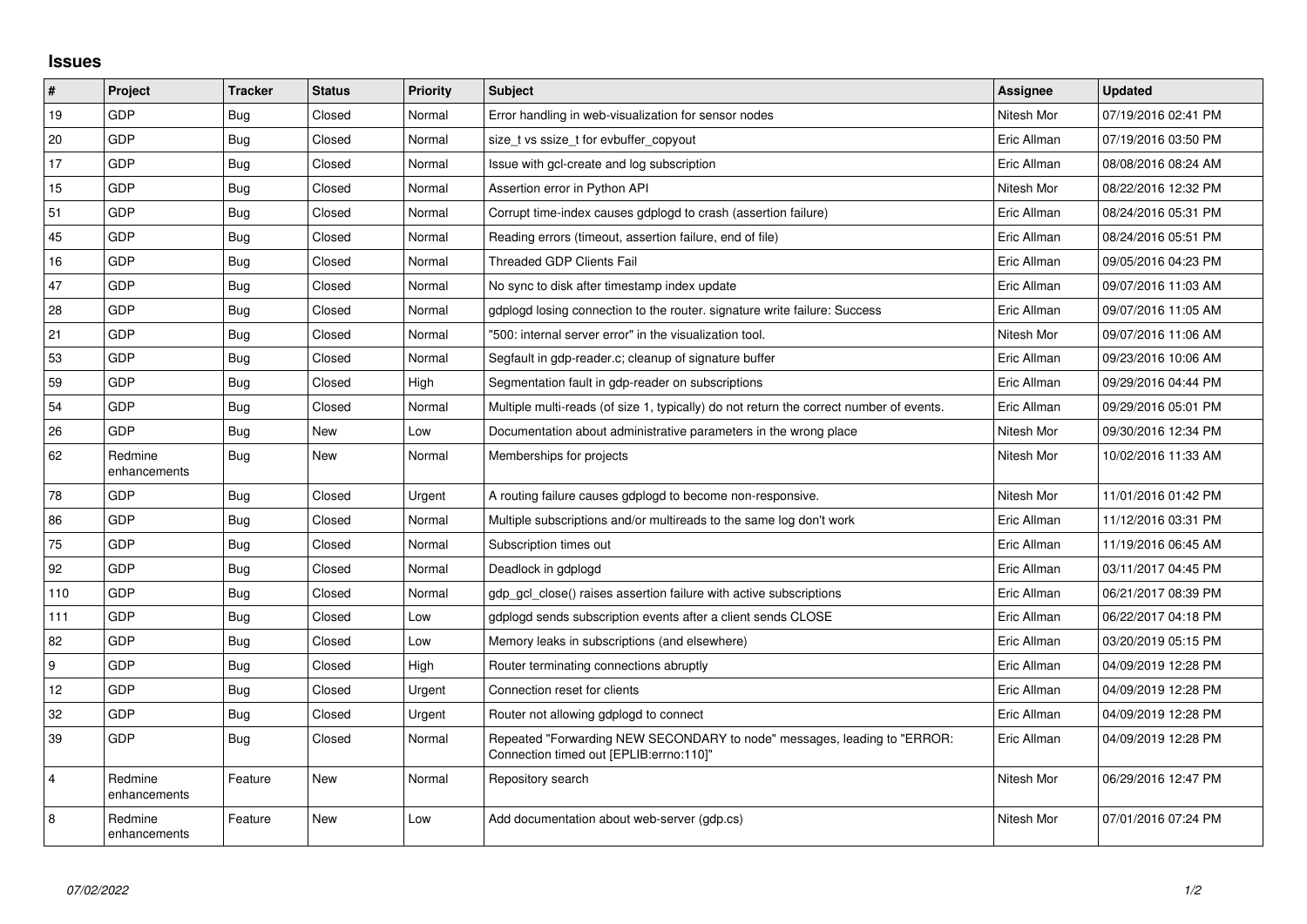## Issues

| # | Project | Tracker | Status | Priority | Subject | Assignee | Updated |
|---|---|---|---|---|---|---|---|
| 19 | GDP | Bug | Closed | Normal | Error handling in web-visualization for sensor nodes | Nitesh Mor | 07/19/2016 02:41 PM |
| 20 | GDP | Bug | Closed | Normal | size_t vs ssize_t for evbuffer_copyout | Eric Allman | 07/19/2016 03:50 PM |
| 17 | GDP | Bug | Closed | Normal | Issue with gcl-create and log subscription | Eric Allman | 08/08/2016 08:24 AM |
| 15 | GDP | Bug | Closed | Normal | Assertion error in Python API | Nitesh Mor | 08/22/2016 12:32 PM |
| 51 | GDP | Bug | Closed | Normal | Corrupt time-index causes gdplogd to crash (assertion failure) | Eric Allman | 08/24/2016 05:31 PM |
| 45 | GDP | Bug | Closed | Normal | Reading errors (timeout, assertion failure, end of file) | Eric Allman | 08/24/2016 05:51 PM |
| 16 | GDP | Bug | Closed | Normal | Threaded GDP Clients Fail | Eric Allman | 09/05/2016 04:23 PM |
| 47 | GDP | Bug | Closed | Normal | No sync to disk after timestamp index update | Eric Allman | 09/07/2016 11:03 AM |
| 28 | GDP | Bug | Closed | Normal | gdplogd losing connection to the router. signature write failure: Success | Eric Allman | 09/07/2016 11:05 AM |
| 21 | GDP | Bug | Closed | Normal | "500: internal server error" in the visualization tool. | Nitesh Mor | 09/07/2016 11:06 AM |
| 53 | GDP | Bug | Closed | Normal | Segfault in gdp-reader.c; cleanup of signature buffer | Eric Allman | 09/23/2016 10:06 AM |
| 59 | GDP | Bug | Closed | High | Segmentation fault in gdp-reader on subscriptions | Eric Allman | 09/29/2016 04:44 PM |
| 54 | GDP | Bug | Closed | Normal | Multiple multi-reads (of size 1, typically) do not return the correct number of events. | Eric Allman | 09/29/2016 05:01 PM |
| 26 | GDP | Bug | New | Low | Documentation about administrative parameters in the wrong place | Nitesh Mor | 09/30/2016 12:34 PM |
| 62 | Redmine enhancements | Bug | New | Normal | Memberships for projects | Nitesh Mor | 10/02/2016 11:33 AM |
| 78 | GDP | Bug | Closed | Urgent | A routing failure causes gdplogd to become non-responsive. | Nitesh Mor | 11/01/2016 01:42 PM |
| 86 | GDP | Bug | Closed | Normal | Multiple subscriptions and/or multireads to the same log don't work | Eric Allman | 11/12/2016 03:31 PM |
| 75 | GDP | Bug | Closed | Normal | Subscription times out | Eric Allman | 11/19/2016 06:45 AM |
| 92 | GDP | Bug | Closed | Normal | Deadlock in gdplogd | Eric Allman | 03/11/2017 04:45 PM |
| 110 | GDP | Bug | Closed | Normal | gdp_gcl_close() raises assertion failure with active subscriptions | Eric Allman | 06/21/2017 08:39 PM |
| 111 | GDP | Bug | Closed | Low | gdplogd sends subscription events after a client sends CLOSE | Eric Allman | 06/22/2017 04:18 PM |
| 82 | GDP | Bug | Closed | Low | Memory leaks in subscriptions (and elsewhere) | Eric Allman | 03/20/2019 05:15 PM |
| 9 | GDP | Bug | Closed | High | Router terminating connections abruptly | Eric Allman | 04/09/2019 12:28 PM |
| 12 | GDP | Bug | Closed | Urgent | Connection reset for clients | Eric Allman | 04/09/2019 12:28 PM |
| 32 | GDP | Bug | Closed | Urgent | Router not allowing gdplogd to connect | Eric Allman | 04/09/2019 12:28 PM |
| 39 | GDP | Bug | Closed | Normal | Repeated "Forwarding NEW SECONDARY to node" messages, leading to "ERROR: Connection timed out [EPLIB:errno:110]" | Eric Allman | 04/09/2019 12:28 PM |
| 4 | Redmine enhancements | Feature | New | Normal | Repository search | Nitesh Mor | 06/29/2016 12:47 PM |
| 8 | Redmine enhancements | Feature | New | Low | Add documentation about web-server (gdp.cs) | Nitesh Mor | 07/01/2016 07:24 PM |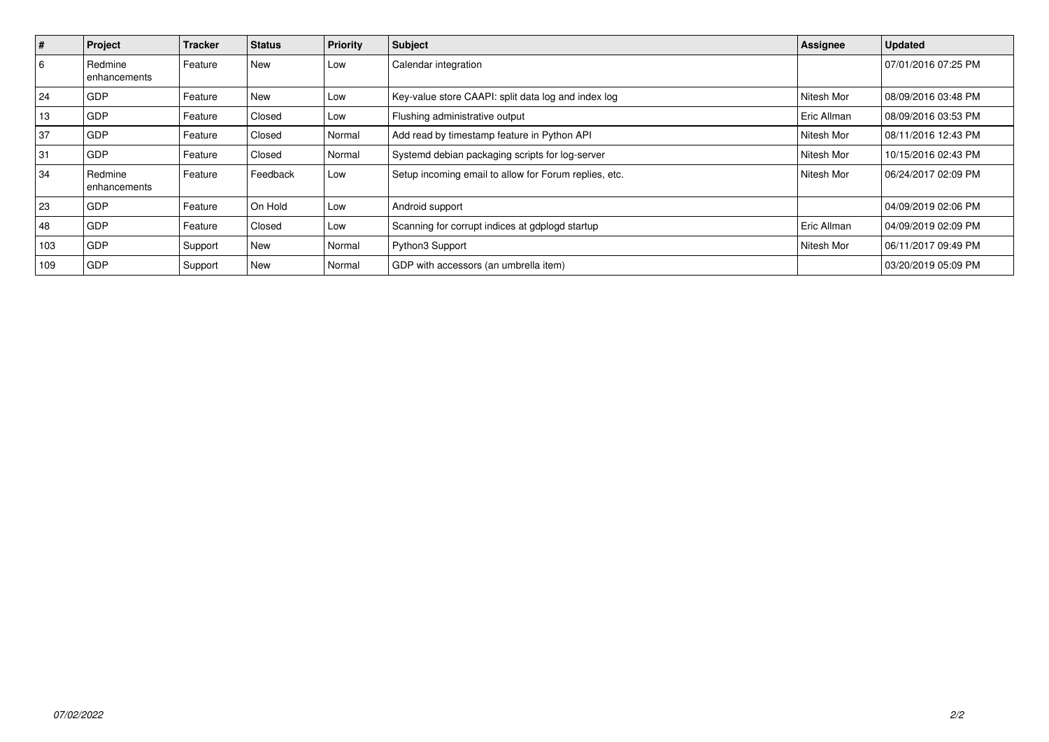| # | Project | Tracker | Status | Priority | Subject | Assignee | Updated |
|---|---|---|---|---|---|---|---|
| 6 | Redmine enhancements | Feature | New | Low | Calendar integration | | 07/01/2016 07:25 PM |
| 24 | GDP | Feature | New | Low | Key-value store CAAPI: split data log and index log | Nitesh Mor | 08/09/2016 03:48 PM |
| 13 | GDP | Feature | Closed | Low | Flushing administrative output | Eric Allman | 08/09/2016 03:53 PM |
| 37 | GDP | Feature | Closed | Normal | Add read by timestamp feature in Python API | Nitesh Mor | 08/11/2016 12:43 PM |
| 31 | GDP | Feature | Closed | Normal | Systemd debian packaging scripts for log-server | Nitesh Mor | 10/15/2016 02:43 PM |
| 34 | Redmine enhancements | Feature | Feedback | Low | Setup incoming email to allow for Forum replies, etc. | Nitesh Mor | 06/24/2017 02:09 PM |
| 23 | GDP | Feature | On Hold | Low | Android support | | 04/09/2019 02:06 PM |
| 48 | GDP | Feature | Closed | Low | Scanning for corrupt indices at gdplogd startup | Eric Allman | 04/09/2019 02:09 PM |
| 103 | GDP | Support | New | Normal | Python3 Support | Nitesh Mor | 06/11/2017 09:49 PM |
| 109 | GDP | Support | New | Normal | GDP with accessors (an umbrella item) | | 03/20/2019 05:09 PM |

*07/02/2022*